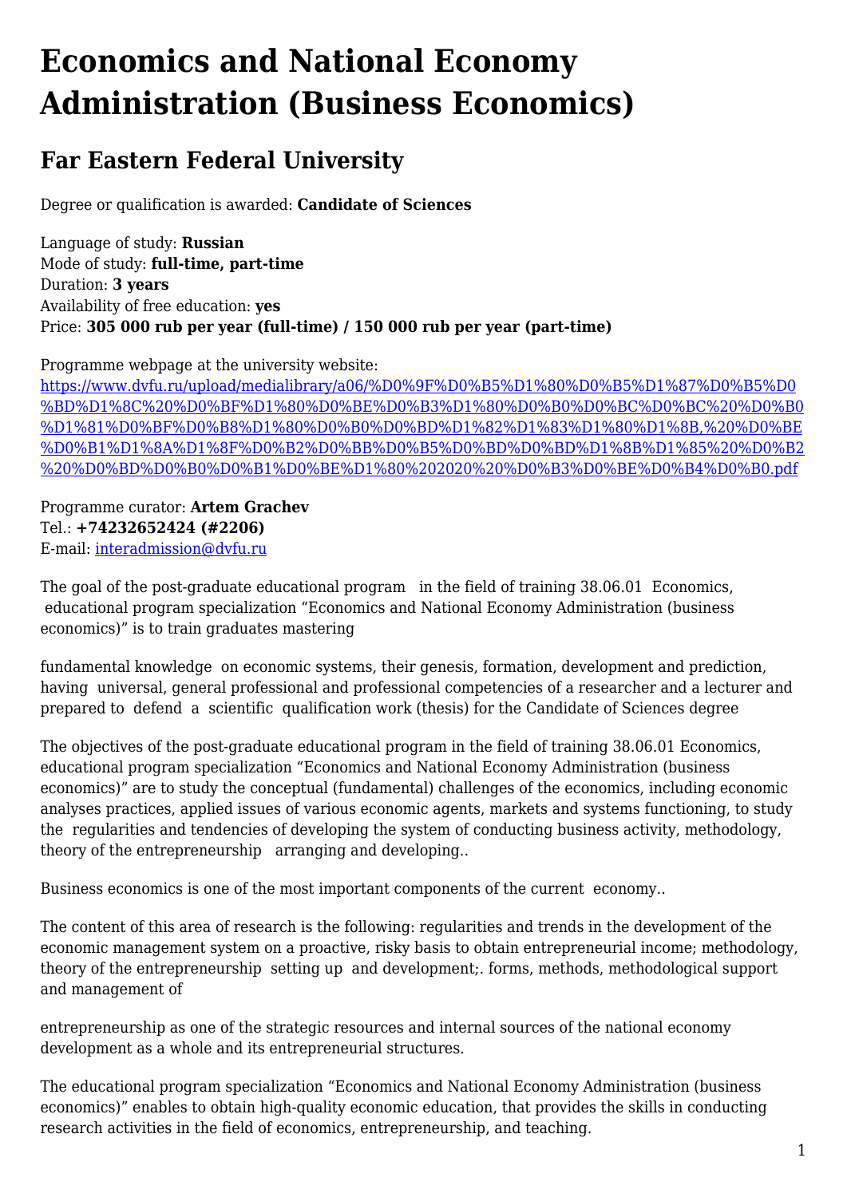# Economics and National Economy Administration (Business Economics)

## Far Eastern Federal University

Degree or qualification is awarded: **Candidate of Sciences**

Language of study: **Russian**
Mode of study: **full-time, part-time**
Duration: **3 years**
Availability of free education: **yes**
Price: **305 000 rub per year (full-time) / 150 000 rub per year (part-time)**

Programme webpage at the university website:
[https://www.dvfu.ru/upload/medialibrary/a06/%D0%9F%D0%B5%D1%80%D0%B5%D1%87%D0%B5%D0%BD%D1%8C%20%D0%BF%D1%80%D0%BE%D0%B3%D1%80%D0%B0%D0%BC%D0%BC%20%D0%B0%D1%81%D0%BF%D0%B8%D1%80%D0%B0%D0%BD%D1%82%D1%83%D1%80%D1%8B,%20%D0%BE%D0%B1%D1%8A%D1%8F%D0%B2%D0%BB%D0%B5%D0%BD%D0%BD%D1%8B%D1%85%20%D0%B2%20%D0%BD%D0%B0%D0%B1%D0%BE%D1%80%202020%20%D0%B3%D0%BE%D0%B4%D0%B0.pdf](https://www.dvfu.ru/upload/medialibrary/a06/%D0%9F%D0%B5%D1%80%D0%B5%D1%87%D0%B5%D0%BD%D1%8C%20%D0%BF%D1%80%D0%BE%D0%B3%D1%80%D0%B0%D0%BC%D0%BC%20%D0%B0%D1%81%D0%BF%D0%B8%D1%80%D0%B0%D0%BD%D1%82%D1%83%D1%80%D1%8B,%20%D0%BE%D0%B1%D1%8A%D1%8F%D0%B2%D0%BB%D0%B5%D0%BD%D0%BD%D1%8B%D1%85%20%D0%B2%20%D0%BD%D0%B0%D0%B1%D0%BE%D1%80%202020%20%D0%B3%D0%BE%D0%B4%D0%B0.pdf)

Programme curator: **Artem Grachev**
Tel.: **+74232652424 (#2206)**
E-mail: [interadmission@dvfu.ru](mailto:interadmission@dvfu.ru)

The goal of the post-graduate educational program in the field of training 38.06.01 Economics, educational program specialization "Economics and National Economy Administration (business economics)" is to train graduates mastering

fundamental knowledge on economic systems, their genesis, formation, development and prediction, having universal, general professional and professional competencies of a researcher and a lecturer and prepared to defend a scientific qualification work (thesis) for the Candidate of Sciences degree

The objectives of the post-graduate educational program in the field of training 38.06.01 Economics, educational program specialization "Economics and National Economy Administration (business economics)" are to study the conceptual (fundamental) challenges of the economics, including economic analyses practices, applied issues of various economic agents, markets and systems functioning, to study the regularities and tendencies of developing the system of conducting business activity, methodology, theory of the entrepreneurship arranging and developing..

Business economics is one of the most important components of the current economy..

The content of this area of research is the following: regularities and trends in the development of the economic management system on a proactive, risky basis to obtain entrepreneurial income; methodology, theory of the entrepreneurship setting up and development;. forms, methods, methodological support and management of

entrepreneurship as one of the strategic resources and internal sources of the national economy development as a whole and its entrepreneurial structures.

The educational program specialization "Economics and National Economy Administration (business economics)" enables to obtain high-quality economic education, that provides the skills in conducting research activities in the field of economics, entrepreneurship, and teaching.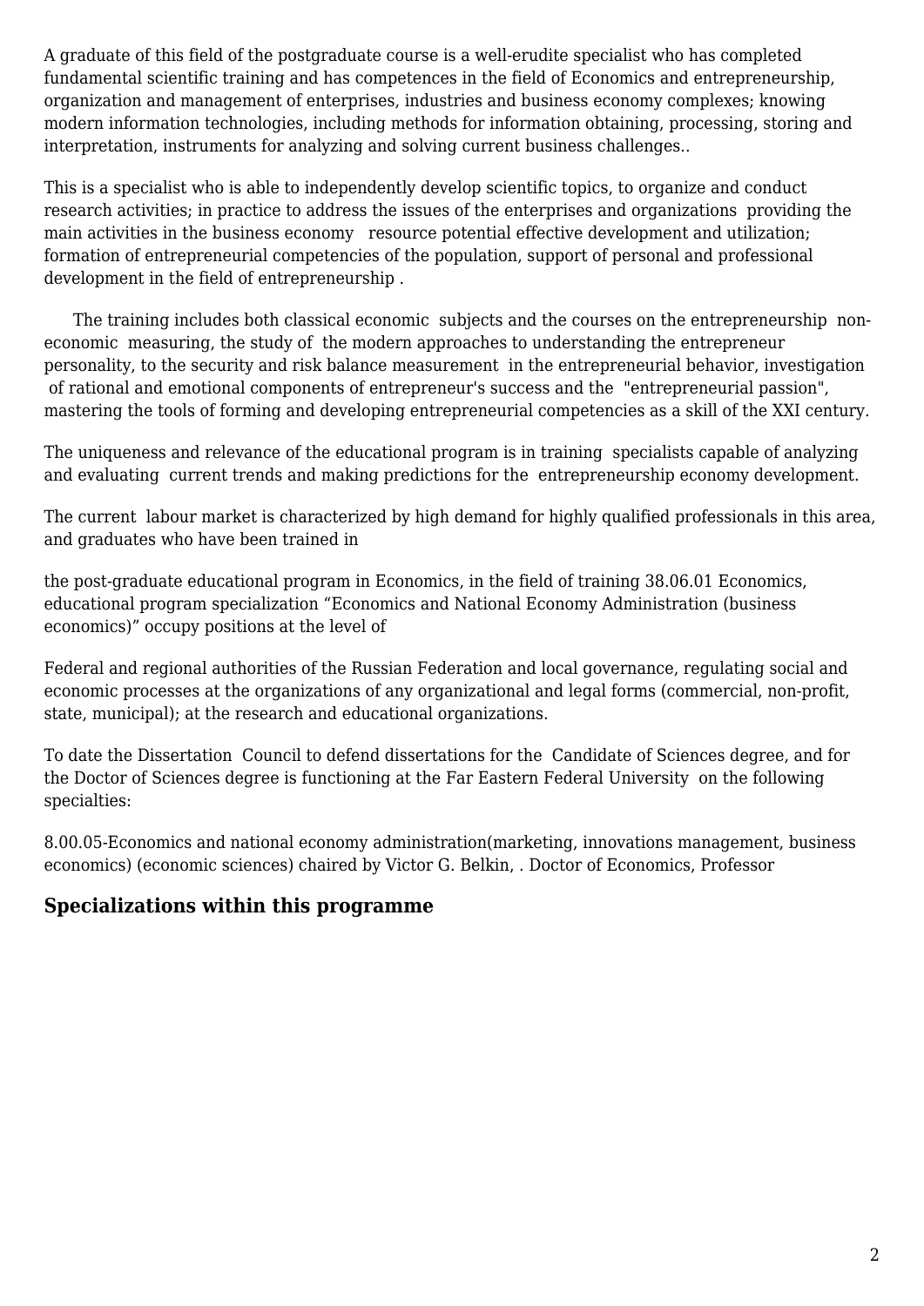A graduate of this field of the postgraduate course is a well-erudite specialist who has completed fundamental scientific training and has competences in the field of Economics and entrepreneurship, organization and management of enterprises, industries and business economy complexes; knowing modern information technologies, including methods for information obtaining, processing, storing and interpretation, instruments for analyzing and solving current business challenges..

This is a specialist who is able to independently develop scientific topics, to organize and conduct research activities; in practice to address the issues of the enterprises and organizations providing the main activities in the business economy resource potential effective development and utilization; formation of entrepreneurial competencies of the population, support of personal and professional development in the field of entrepreneurship .

The training includes both classical economic subjects and the courses on the entrepreneurship non-economic measuring, the study of the modern approaches to understanding the entrepreneur personality, to the security and risk balance measurement in the entrepreneurial behavior, investigation of rational and emotional components of entrepreneur's success and the "entrepreneurial passion", mastering the tools of forming and developing entrepreneurial competencies as a skill of the XXI century.

The uniqueness and relevance of the educational program is in training specialists capable of analyzing and evaluating current trends and making predictions for the entrepreneurship economy development.

The current labour market is characterized by high demand for highly qualified professionals in this area, and graduates who have been trained in

the post-graduate educational program in Economics, in the field of training 38.06.01 Economics, educational program specialization “Economics and National Economy Administration (business economics)” occupy positions at the level of

Federal and regional authorities of the Russian Federation and local governance, regulating social and economic processes at the organizations of any organizational and legal forms (commercial, non-profit, state, municipal); at the research and educational organizations.

To date the Dissertation Council to defend dissertations for the Candidate of Sciences degree, and for the Doctor of Sciences degree is functioning at the Far Eastern Federal University on the following specialties:

8.00.05-Economics and national economy administration(marketing, innovations management, business economics) (economic sciences) chaired by Victor G. Belkin, . Doctor of Economics, Professor

## Specializations within this programme